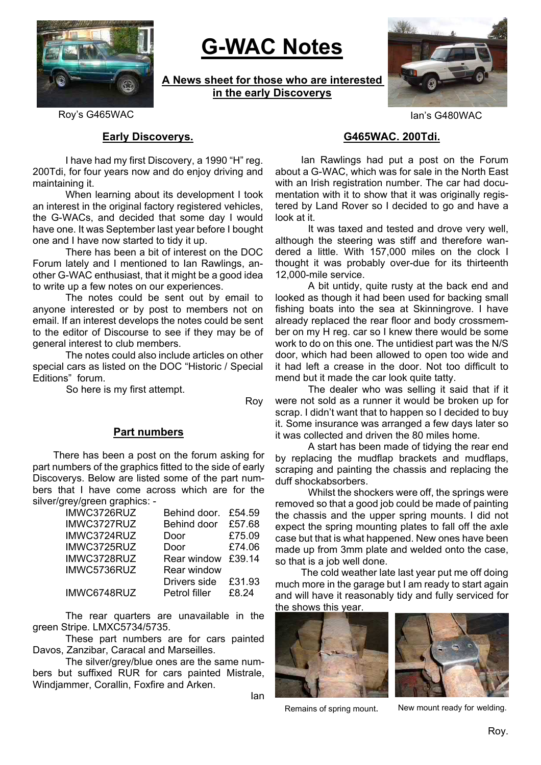Roy's G465WAC

# G-WAC Notes

**A News sheet for those who are interested in the early Discoverys**

Ian's G480WAC

## Early Discoverys.

I have had my first Discovery, a 1990 "H" reg. 200Tdi, for four years now and do enjoy driving and maintaining it.

When learning about its development I took an interest in the original factory registered vehicles, the G-WACs, and decided that some day I would have one. It was September last year before I bought one and I have now started to tidy it up.

There has been a bit of interest on the DOC Forum lately and I mentioned to Ian Rawlings, another G-WAC enthusiast, that it might be a good idea to write up a few notes on our experiences.

The notes could be sent out by email to anyone interested or by post to members not on email. If an interest develops the notes could be sent to the editor of Discourse to see if they may be of general interest to club members.

The notes could also include articles on other special cars as listed on the DOC "Historic / Special Editions" forum.

So here is my first attempt.

Roy

## Part numbers

There has been a post on the forum asking for part numbers of the graphics fitted to the side of early Discoverys. Below are listed some of the part numbers that I have come across which are for the silver/grey/green graphics: -

| | | |
|---|---|---|
| IMWC3726RUZ | Behind door. | £54.59 |
| IMWC3727RUZ | Behind door | £57.68 |
| IMWC3724RUZ | Door | £75.09 |
| IMWC3725RUZ | Door | £74.06 |
| IMWC3728RUZ | Rear window | £39.14 |
| IMWC5736RUZ | Rear window Drivers side | £31.93 |
| IMWC6748RUZ | Petrol filler | £8.24 |

The rear quarters are unavailable in the green Stripe. LMXC5734/5735.

These part numbers are for cars painted Davos, Zanzibar, Caracal and Marseilles.

The silver/grey/blue ones are the same numbers but suffixed RUR for cars painted Mistrale, Windjammer, Corallin, Foxfire and Arken.

Ian

## G465WAC. 200Tdi.

Ian Rawlings had put a post on the Forum about a G-WAC, which was for sale in the North East with an Irish registration number. The car had documentation with it to show that it was originally registered by Land Rover so I decided to go and have a look at it.

It was taxed and tested and drove very well, although the steering was stiff and therefore wandered a little. With 157,000 miles on the clock I thought it was probably over-due for its thirteenth 12,000-mile service.

A bit untidy, quite rusty at the back end and looked as though it had been used for backing small fishing boats into the sea at Skinningrove. I have already replaced the rear floor and body crossmember on my H reg. car so I knew there would be some work to do on this one. The untidiest part was the N/S door, which had been allowed to open too wide and it had left a crease in the door. Not too difficult to mend but it made the car look quite tatty.

The dealer who was selling it said that if it were not sold as a runner it would be broken up for scrap. I didn't want that to happen so I decided to buy it. Some insurance was arranged a few days later so it was collected and driven the 80 miles home.

A start has been made of tidying the rear end by replacing the mudflap brackets and mudflaps, scraping and painting the chassis and replacing the duff shockabsorbers.

Whilst the shockers were off, the springs were removed so that a good job could be made of painting the chassis and the upper spring mounts. I did not expect the spring mounting plates to fall off the axle case but that is what happened. New ones have been made up from 3mm plate and welded onto the case, so that is a job well done.

The cold weather late last year put me off doing much more in the garage but I am ready to start again and will have it reasonably tidy and fully serviced for the shows this year.

Remains of spring mount.

New mount ready for welding.

Roy.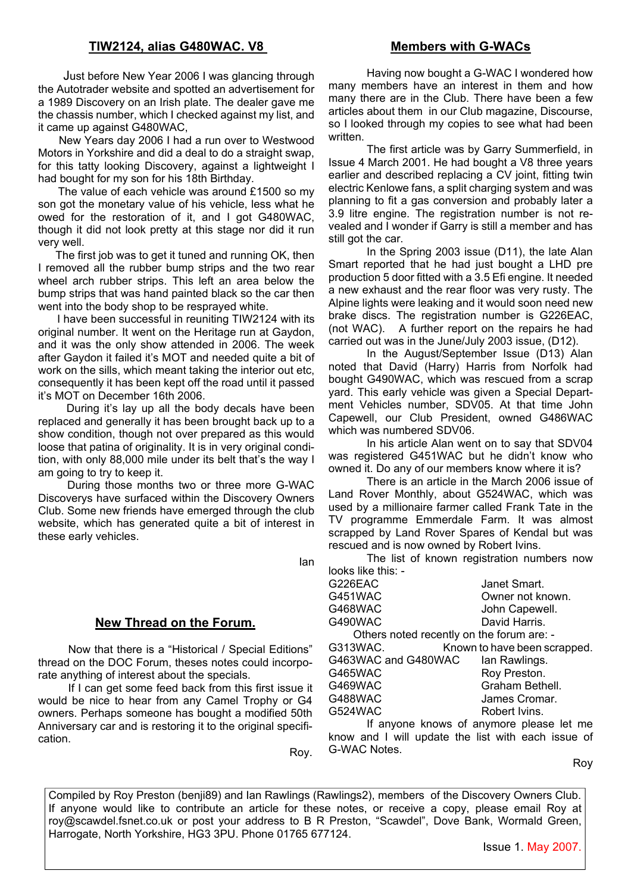## TIW2124, alias G480WAC. V8

Just before New Year 2006 I was glancing through the Autotrader website and spotted an advertisement for a 1989 Discovery on an Irish plate. The dealer gave me the chassis number, which I checked against my list, and it came up against G480WAC,

New Years day 2006 I had a run over to Westwood Motors in Yorkshire and did a deal to do a straight swap, for this tatty looking Discovery, against a lightweight I had bought for my son for his 18th Birthday.

The value of each vehicle was around £1500 so my son got the monetary value of his vehicle, less what he owed for the restoration of it, and I got G480WAC, though it did not look pretty at this stage nor did it run very well.

The first job was to get it tuned and running OK, then I removed all the rubber bump strips and the two rear wheel arch rubber strips. This left an area below the bump strips that was hand painted black so the car then went into the body shop to be resprayed white.

I have been successful in reuniting TIW2124 with its original number. It went on the Heritage run at Gaydon, and it was the only show attended in 2006. The week after Gaydon it failed it's MOT and needed quite a bit of work on the sills, which meant taking the interior out etc, consequently it has been kept off the road until it passed it's MOT on December 16th 2006.

During it's lay up all the body decals have been replaced and generally it has been brought back up to a show condition, though not over prepared as this would loose that patina of originality. It is in very original condition, with only 88,000 mile under its belt that's the way I am going to try to keep it.

During those months two or three more G-WAC Discoverys have surfaced within the Discovery Owners Club. Some new friends have emerged through the club website, which has generated quite a bit of interest in these early vehicles.

Ian

## New Thread on the Forum.

Now that there is a "Historical / Special Editions" thread on the DOC Forum, theses notes could incorporate anything of interest about the specials.

If I can get some feed back from this first issue it would be nice to hear from any Camel Trophy or G4 owners. Perhaps someone has bought a modified 50th Anniversary car and is restoring it to the original specification.

Roy.

## Members with G-WACs

Having now bought a G-WAC I wondered how many members have an interest in them and how many there are in the Club. There have been a few articles about them in our Club magazine, Discourse, so I looked through my copies to see what had been written.

The first article was by Garry Summerfield, in Issue 4 March 2001. He had bought a V8 three years earlier and described replacing a CV joint, fitting twin electric Kenlowe fans, a split charging system and was planning to fit a gas conversion and probably later a 3.9 litre engine. The registration number is not revealed and I wonder if Garry is still a member and has still got the car.

In the Spring 2003 issue (D11), the late Alan Smart reported that he had just bought a LHD pre production 5 door fitted with a 3.5 Efi engine. It needed a new exhaust and the rear floor was very rusty. The Alpine lights were leaking and it would soon need new brake discs. The registration number is G226EAC, (not WAC). A further report on the repairs he had carried out was in the June/July 2003 issue, (D12).

In the August/September Issue (D13) Alan noted that David (Harry) Harris from Norfolk had bought G490WAC, which was rescued from a scrap yard. This early vehicle was given a Special Department Vehicles number, SDV05. At that time John Capewell, our Club President, owned G486WAC which was numbered SDV06.

In his article Alan went on to say that SDV04 was registered G451WAC but he didn't know who owned it. Do any of our members know where it is?

There is an article in the March 2006 issue of Land Rover Monthly, about G524WAC, which was used by a millionaire farmer called Frank Tate in the TV programme Emmerdale Farm. It was almost scrapped by Land Rover Spares of Kendal but was rescued and is now owned by Robert Ivins.

The list of known registration numbers now looks like this: -

| | |
|---|---|
| G226EAC | Janet Smart. |
| G451WAC | Owner not known. |
| G468WAC | John Capewell. |
| G490WAC | David Harris. |

Others noted recently on the forum are: -

| | |
|---|---|
| G313WAC. | Known to have been scrapped. |
| G463WAC and G480WAC | Ian Rawlings. |
| G465WAC | Roy Preston. |
| G469WAC | Graham Bethell. |
| G488WAC | James Cromar. |
| G524WAC | Robert Ivins. |

If anyone knows of anymore please let me know and I will update the list with each issue of G-WAC Notes.

Roy

Compiled by Roy Preston (benji89) and Ian Rawlings (Rawlings2), members of the Discovery Owners Club. If anyone would like to contribute an article for these notes, or receive a copy, please email Roy at roy@scawdel.fsnet.co.uk or post your address to B R Preston, "Scawdel", Dove Bank, Wormald Green, Harrogate, North Yorkshire, HG3 3PU. Phone 01765 677124.

Issue 1. May 2007.